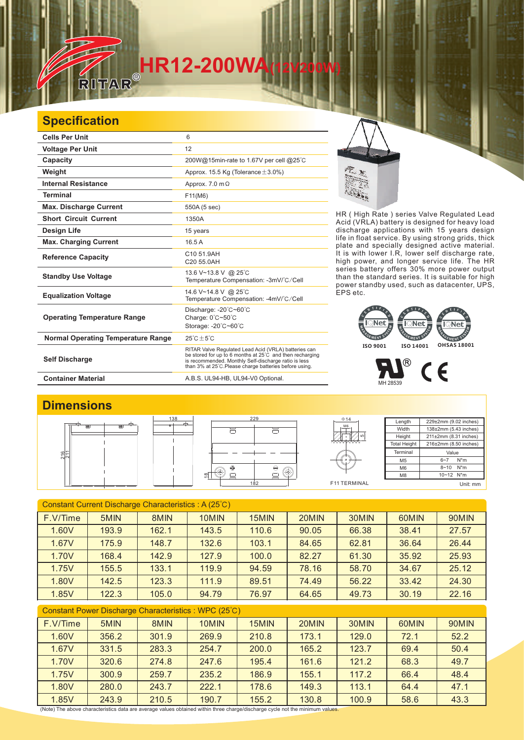# HR12-200WA(12V200W)

## Specification

| | |
|---|---|
| **Cells Per Unit** | 6 |
| **Voltage Per Unit** | 12 |
| **Capacity** | 200W@15min-rate to 1.67V per cell @25°C |
| **Weight** | Approx. 15.5 Kg (Tolerance±3.0%) |
| **Internal Resistance** | Approx. 7.0 mΩ |
| **Terminal** | F11(M6) |
| **Max. Discharge Current** | 550A (5 sec) |
| **Short Circuit Current** | 1350A |
| **Design Life** | 15 years |
| **Max. Charging Current** | 16.5 A |
| **Reference Capacity** | C10 51.9AH<br>C20 55.0AH |
| **Standby Use Voltage** | 13.6 V~13.8 V @ 25°C<br>Temperature Compensation: -3mV/°C/Cell |
| **Equalization Voltage** | 14.6 V~14.8 V @ 25°C<br>Temperature Compensation: -4mV/°C/Cell |
| **Operating Temperature Range** | Discharge: -20°C~60°C<br>Charge: 0°C~50°C<br>Storage: -20°C~60°C |
| **Normal Operating Temperature Range** | 25°C±5°C |
| **Self Discharge** | RITAR Valve Regulated Lead Acid (VRLA) batteries can be stored for up to 6 months at 25°C and then recharging is recommended. Monthly Self-discharge ratio is less than 3% at 25°C.Please charge batteries before using. |
| **Container Material** | A.B.S. UL94-HB, UL94-V0 Optional. |

HR ( High Rate ) series Valve Regulated Lead Acid (VRLA) battery is designed for heavy load discharge applications with 15 years design life in float service. By using strong grids, thick plate and specially designed active material. It is with lower I.R, lower self discharge rate, high power, and longer service life. The HR series battery offers 30% more power output than the standard series. It is suitable for high power standby used, such as datacenter, UPS, EPS etc.

ISO 9001 ISO 14001 OHSAS 18001

MH 28539

## Dimensions

| Length | 229±2mm (9.02 inches) |
|---|---|
| Width | 138±2mm (5.43 inches) |
| Height | 211±2mm (8.31 inches) |
| Total Height | 216±2mm (8.50 inches) |

| Terminal | Value |
|---|---|
| M5 | 6~7 N*m |
| M6 | 8~10 N*m |
| M8 | 10~12 N*m |

F11 TERMINAL

Unit: mm

**Constant Current Discharge Characteristics : A (25°C)**

| F.V/Time | 5MIN | 8MIN | 10MIN | 15MIN | 20MIN | 30MIN | 60MIN | 90MIN |
|---|---|---|---|---|---|---|---|---|
| 1.60V | 193.9 | 162.1 | 143.5 | 110.6 | 90.05 | 66.38 | 38.41 | 27.57 |
| 1.67V | 175.9 | 148.7 | 132.6 | 103.1 | 84.65 | 62.81 | 36.64 | 26.44 |
| 1.70V | 168.4 | 142.9 | 127.9 | 100.0 | 82.27 | 61.30 | 35.92 | 25.93 |
| 1.75V | 155.5 | 133.1 | 119.9 | 94.59 | 78.16 | 58.70 | 34.67 | 25.12 |
| 1.80V | 142.5 | 123.3 | 111.9 | 89.51 | 74.49 | 56.22 | 33.42 | 24.30 |
| 1.85V | 122.3 | 105.0 | 94.79 | 76.97 | 64.65 | 49.73 | 30.19 | 22.16 |

**Constant Power Discharge Characteristics : WPC (25°C)**

| F.V/Time | 5MIN | 8MIN | 10MIN | 15MIN | 20MIN | 30MIN | 60MIN | 90MIN |
|---|---|---|---|---|---|---|---|---|
| 1.60V | 356.2 | 301.9 | 269.9 | 210.8 | 173.1 | 129.0 | 72.1 | 52.2 |
| 1.67V | 331.5 | 283.3 | 254.7 | 200.0 | 165.2 | 123.7 | 69.4 | 50.4 |
| 1.70V | 320.6 | 274.8 | 247.6 | 195.4 | 161.6 | 121.2 | 68.3 | 49.7 |
| 1.75V | 300.9 | 259.7 | 235.2 | 186.9 | 155.1 | 117.2 | 66.4 | 48.4 |
| 1.80V | 280.0 | 243.7 | 222.1 | 178.6 | 149.3 | 113.1 | 64.4 | 47.1 |
| 1.85V | 243.9 | 210.5 | 190.7 | 155.2 | 130.8 | 100.9 | 58.6 | 43.3 |

(Note) The above characteristics data are average values obtained within three charge/discharge cycle not the minimum values.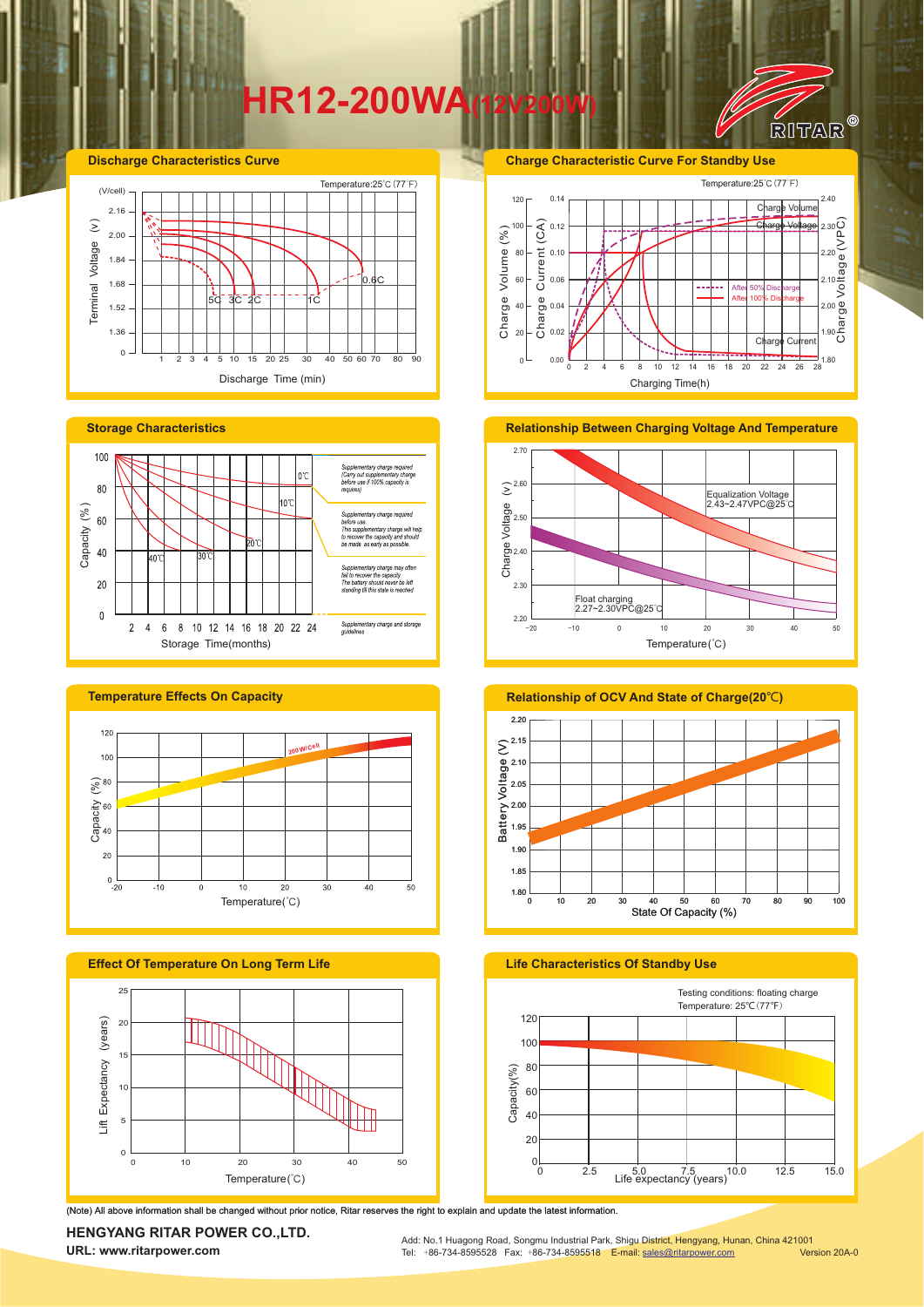# HR12-200WA(12V200W)

RITAR®

## Discharge Characteristics Curve

Temperature:25°C (77°F)

(V/cell)

Terminal Voltage (v)

2.16
2.00
1.84
1.68
1.52
1.36
0

5C 3C 2C 1C 0.6C

1 2 3 4 5 10 15 20 25 30 40 50 60 70 80 90

Discharge Time (min)

## Charge Characteristic Curve For Standby Use

Temperature:25°C (77°F)

Charge Volume (%) 120 100 80 60 40 20 0

Charge Current (CA) 0.14 0.12 0.10 0.08 0.06 0.04 0.02 0.00

Charge Voltage (VPC) 2.40 2.30 2.20 2.10 2.00 1.90 1.80

Charge Volume

Charge Voltage

After 50% Discharge

After 100% Discharge

Charge Current

0 2 4 6 8 10 12 14 16 18 20 22 24 26 28

Charging Time(h)

## Storage Characteristics

Capacity (%) 100 80 60 40 20 0

0°C 10°C 20°C 30°C 40°C

2 4 6 8 10 12 14 16 18 20 22 24

Storage Time(months)

Supplementary charge required (Carry out supplementary charge before use if 100% capacity is requires)

Supplementary charge required before use. This supplementary charge will help to recover the capacity and should be made as early as possible.

Supplementary charge may often fail to recover the capacity. The battery should never be left standing till this state is reached

Supplementary charge and storage guidelines

## Relationship Between Charging Voltage And Temperature

Charge Voltage (v) 2.70 2.60 2.50 2.40 2.30 2.20

Equalization Voltage 2.43~2.47VPC@25°C

Float charging 2.27~2.30VPC@25°C

−20 −10 0 10 20 30 40 50

Temperature(°C)

## Temperature Effects On Capacity

Capacity (%) 120 100 80 60 40 20 0

200 W/Cell

-20 -10 0 10 20 30 40 50

Temperature(°C)

## Relationship of OCV And State of Charge(20°C)

Battery Voltage (V) 2.20 2.15 2.10 2.05 2.00 1.95 1.90 1.85 1.80

0 10 20 30 40 50 60 70 80 90 100

State Of Capacity (%)

## Effect Of Temperature On Long Term Life

Lift Expectancy (years) 25 20 15 10 5 0

0 10 20 30 40 50

Temperature(°C)

## Life Characteristics Of Standby Use

Testing conditions: floating charge
Temperature: 25°C(77°F)

Capacity(%) 120 100 80 60 40 20 0

0 2.5 5.0 7.5 10.0 12.5 15.0

Life expectancy (years)

(Note) All above information shall be changed without prior notice, Ritar reserves the right to explain and update the latest information.

**HENGYANG RITAR POWER CO.,LTD.**

**URL: www.ritarpower.com**

Add: No.1 Huagong Road, Songmu Industrial Park, Shigu District, Hengyang, Hunan, China 421001
Tel: +86-734-8595528 Fax: +86-734-8595518 E-mail: sales@ritarpower.com

Version 20A-0